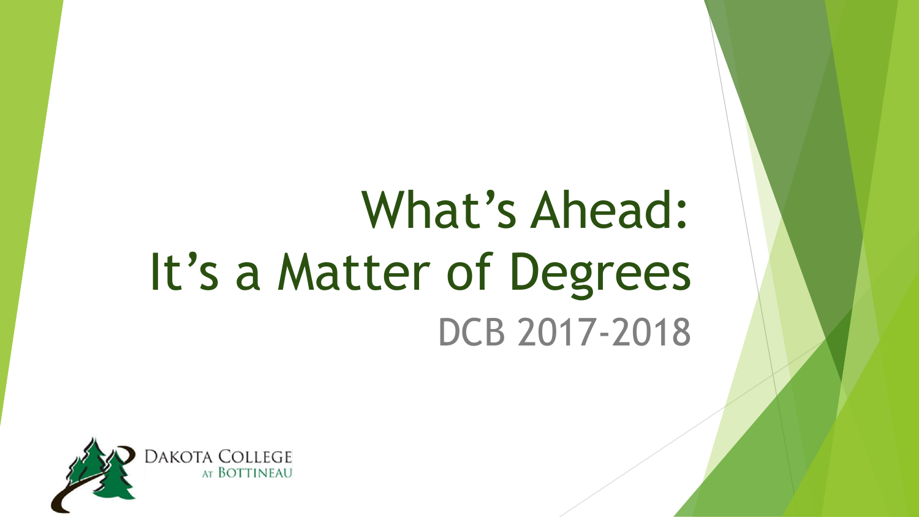# What's Ahead: It's a Matter of Degrees

DCB 2017-2018

DAKOTA COLLEGE AT BOTTINEAU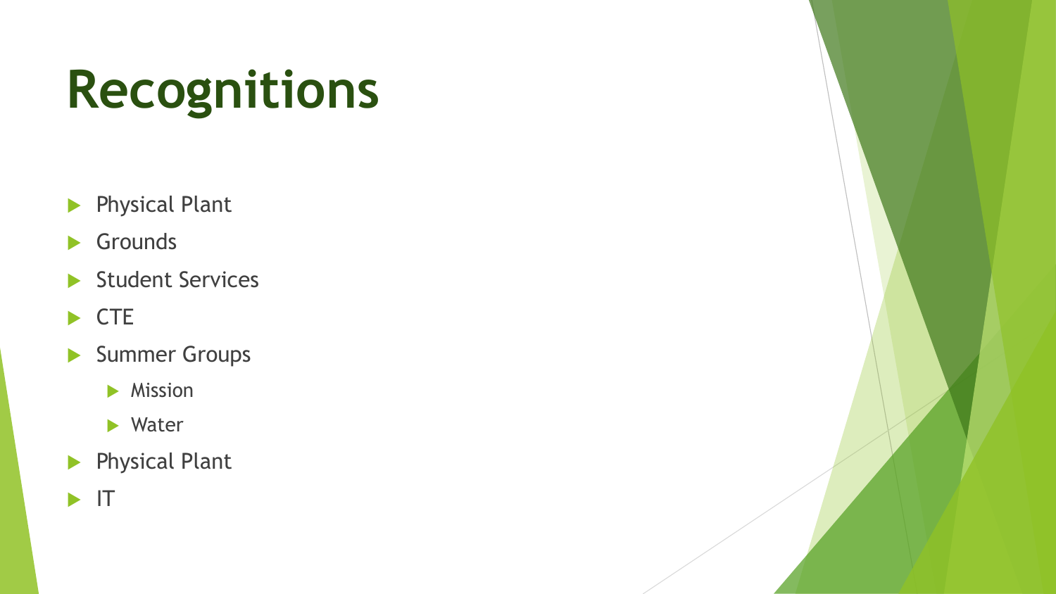# Recognitions

- Physical Plant
- Grounds
- Student Services
- CTE
- Summer Groups
  - Mission
  - Water
- Physical Plant
- IT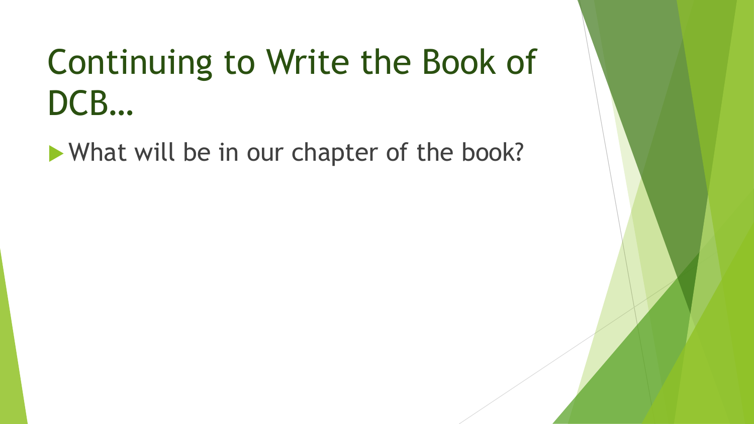# Continuing to Write the Book of DCB…

- What will be in our chapter of the book?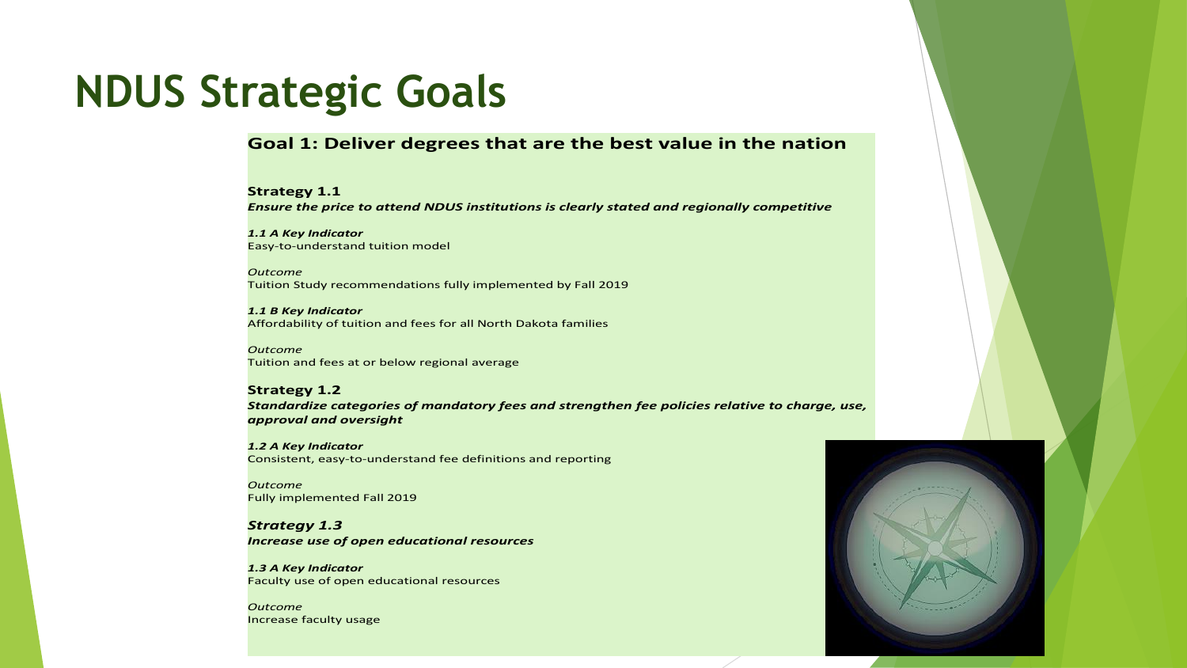# NDUS Strategic Goals

## Goal 1: Deliver degrees that are the best value in the nation

**Strategy 1.1**
***Ensure the price to attend NDUS institutions is clearly stated and regionally competitive***

***1.1 A Key Indicator***
Easy-to-understand tuition model

*Outcome*
Tuition Study recommendations fully implemented by Fall 2019

***1.1 B Key Indicator***
Affordability of tuition and fees for all North Dakota families

*Outcome*
Tuition and fees at or below regional average

**Strategy 1.2**
***Standardize categories of mandatory fees and strengthen fee policies relative to charge, use, approval and oversight***

***1.2 A Key Indicator***
Consistent, easy-to-understand fee definitions and reporting

*Outcome*
Fully implemented Fall 2019

***Strategy 1.3***
***Increase use of open educational resources***

***1.3 A Key Indicator***
Faculty use of open educational resources

*Outcome*
Increase faculty usage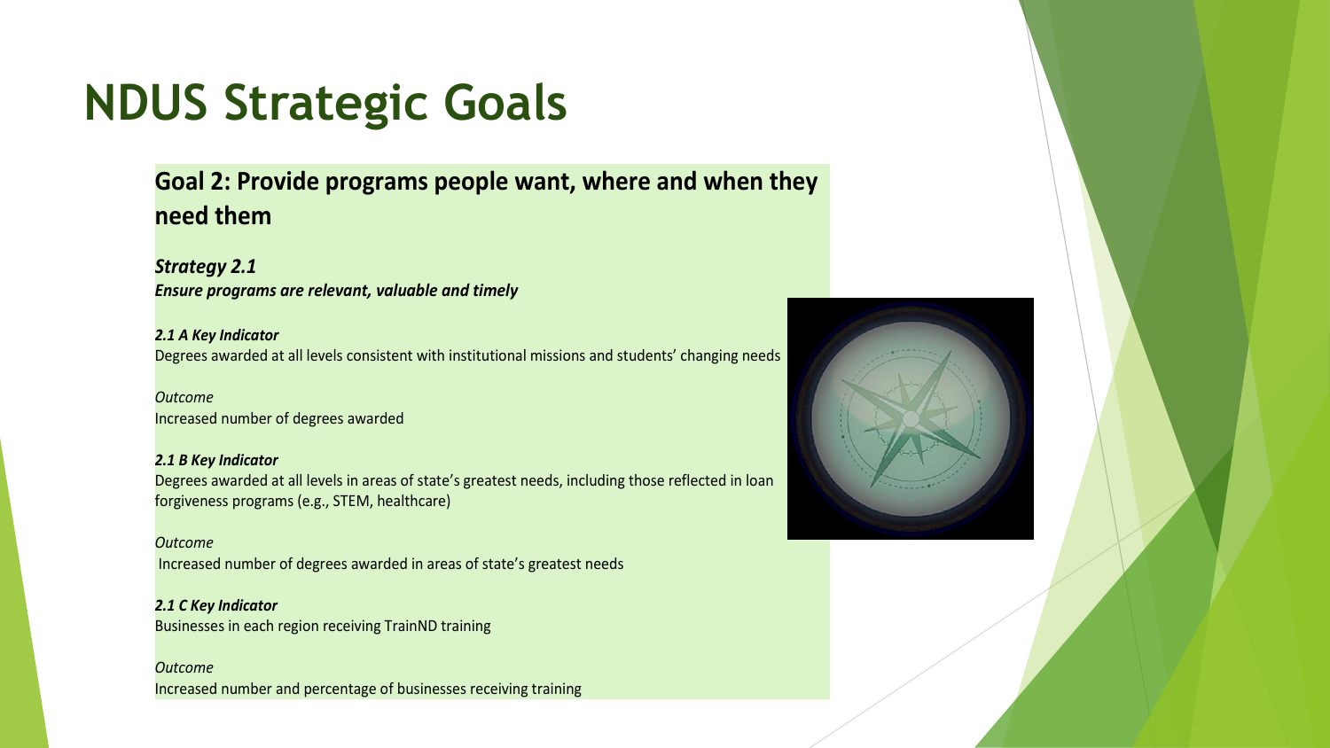# NDUS Strategic Goals

## Goal 2: Provide programs people want, where and when they need them

***Strategy 2.1***
***Ensure programs are relevant, valuable and timely***

***2.1 A Key Indicator***
Degrees awarded at all levels consistent with institutional missions and students' changing needs

*Outcome*
Increased number of degrees awarded

***2.1 B Key Indicator***
Degrees awarded at all levels in areas of state's greatest needs, including those reflected in loan forgiveness programs (e.g., STEM, healthcare)

*Outcome*
Increased number of degrees awarded in areas of state's greatest needs

***2.1 C Key Indicator***
Businesses in each region receiving TrainND training

*Outcome*
Increased number and percentage of businesses receiving training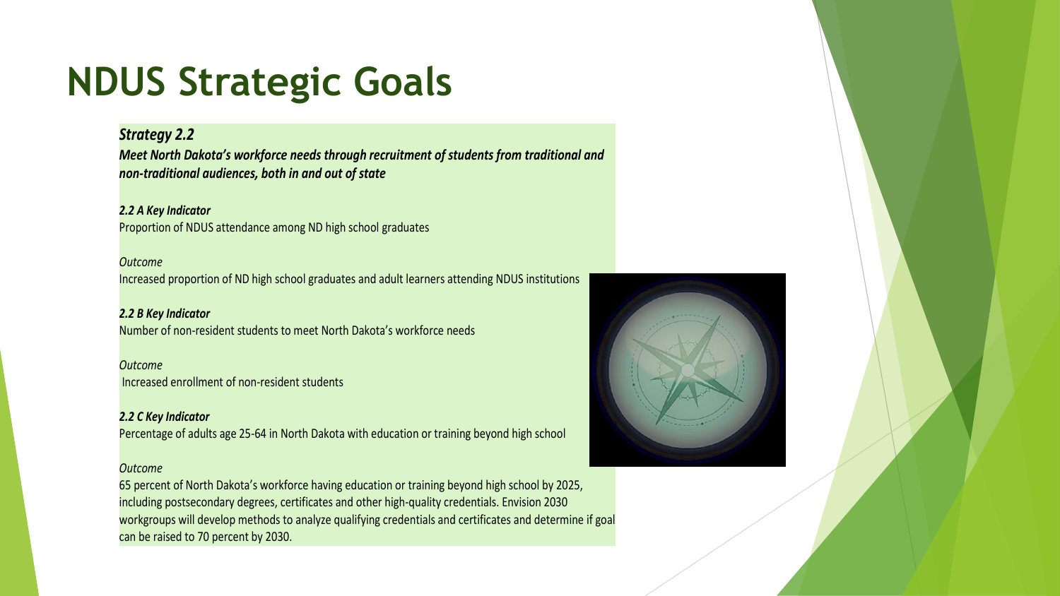# NDUS Strategic Goals

***Strategy 2.2***

***Meet North Dakota's workforce needs through recruitment of students from traditional and non-traditional audiences, both in and out of state***

***2.2 A Key Indicator***

Proportion of NDUS attendance among ND high school graduates

*Outcome*

Increased proportion of ND high school graduates and adult learners attending NDUS institutions

***2.2 B Key Indicator***

Number of non-resident students to meet North Dakota's workforce needs

*Outcome*

Increased enrollment of non-resident students

***2.2 C Key Indicator***

Percentage of adults age 25-64 in North Dakota with education or training beyond high school

*Outcome*

65 percent of North Dakota's workforce having education or training beyond high school by 2025, including postsecondary degrees, certificates and other high-quality credentials. Envision 2030 workgroups will develop methods to analyze qualifying credentials and certificates and determine if goal can be raised to 70 percent by 2030.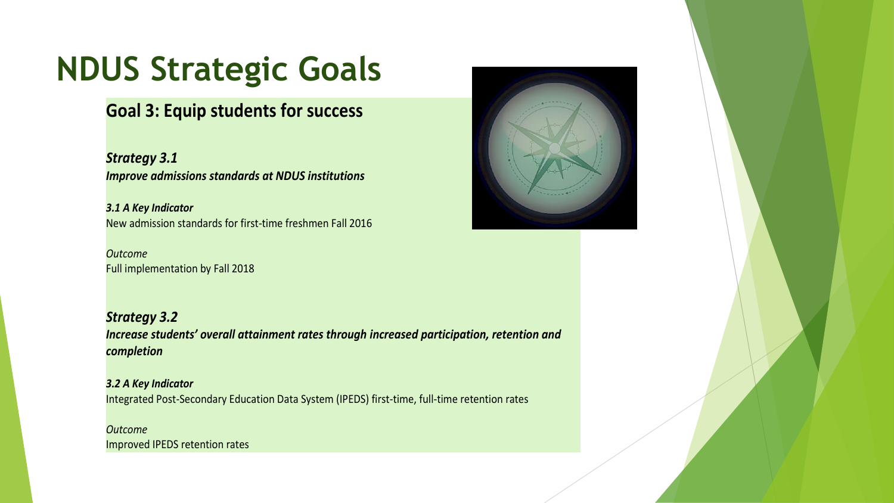# NDUS Strategic Goals

## Goal 3: Equip students for success

***Strategy 3.1***
***Improve admissions standards at NDUS institutions***

***3.1 A Key Indicator***
New admission standards for first-time freshmen Fall 2016

*Outcome*
Full implementation by Fall 2018

***Strategy 3.2***
***Increase students' overall attainment rates through increased participation, retention and completion***

***3.2 A Key Indicator***
Integrated Post-Secondary Education Data System (IPEDS) first-time, full-time retention rates

*Outcome*
Improved IPEDS retention rates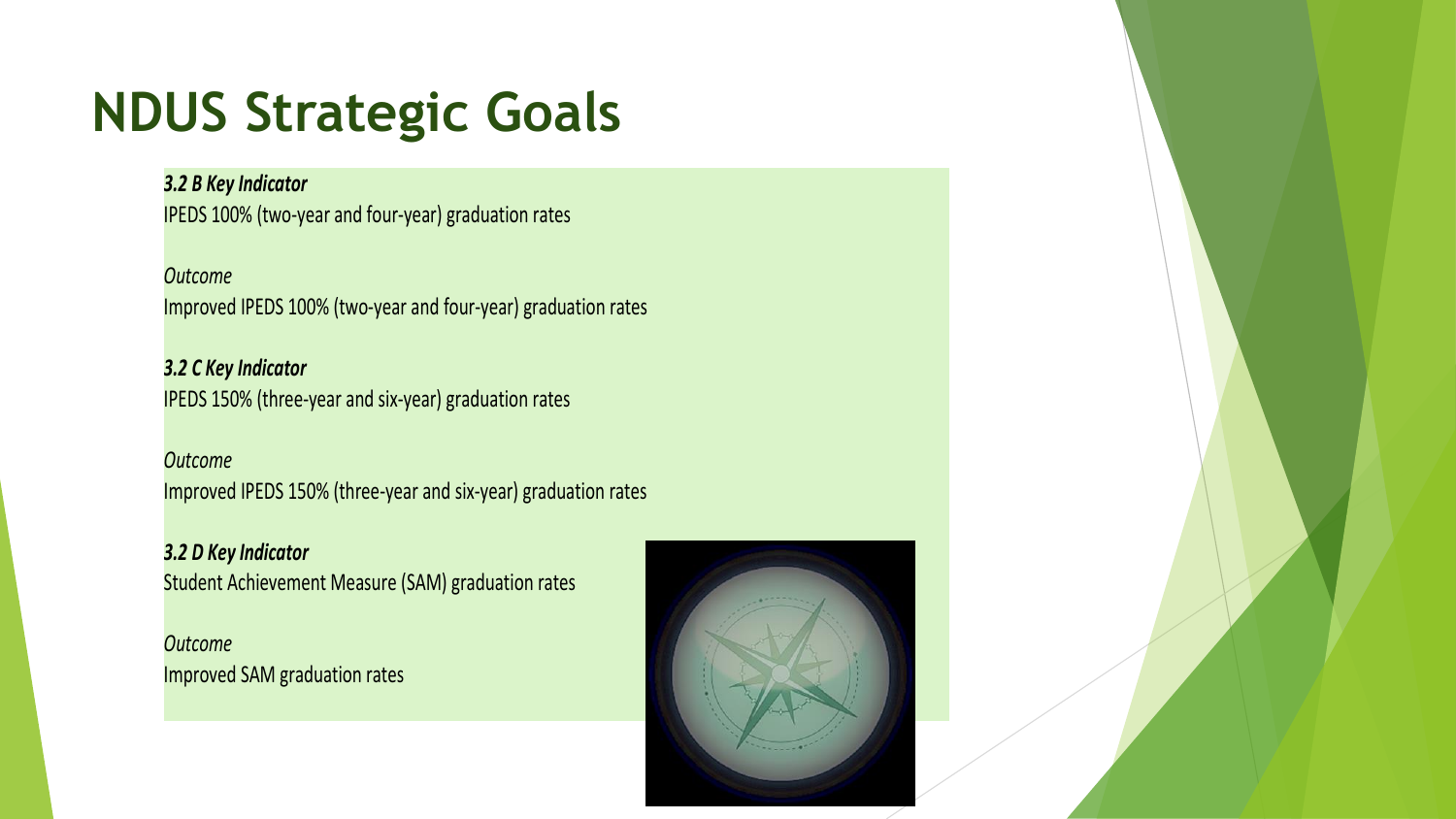# NDUS Strategic Goals

***3.2 B Key Indicator***
IPEDS 100% (two-year and four-year) graduation rates

*Outcome*
Improved IPEDS 100% (two-year and four-year) graduation rates

***3.2 C Key Indicator***
IPEDS 150% (three-year and six-year) graduation rates

*Outcome*
Improved IPEDS 150% (three-year and six-year) graduation rates

***3.2 D Key Indicator***
Student Achievement Measure (SAM) graduation rates

*Outcome*
Improved SAM graduation rates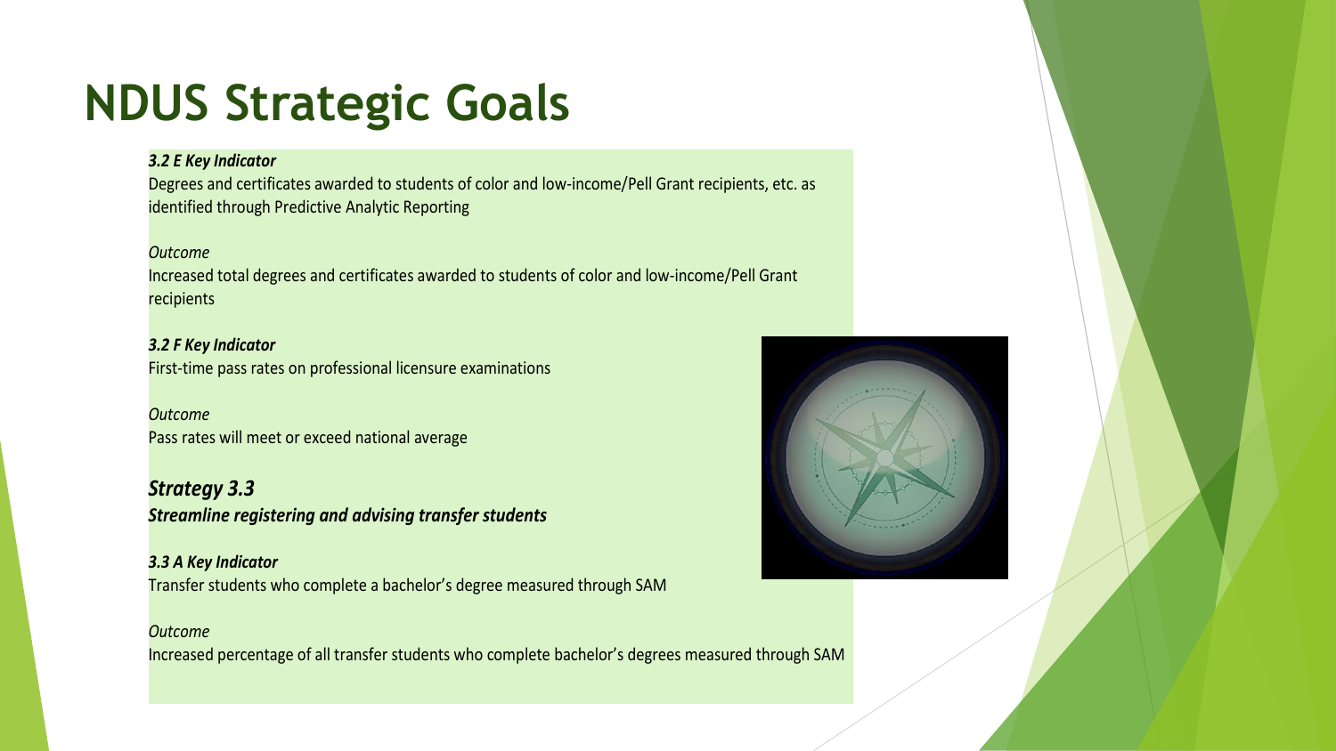# NDUS Strategic Goals

***3.2 E Key Indicator***

Degrees and certificates awarded to students of color and low-income/Pell Grant recipients, etc. as identified through Predictive Analytic Reporting

*Outcome*

Increased total degrees and certificates awarded to students of color and low-income/Pell Grant recipients

***3.2 F Key Indicator***

First-time pass rates on professional licensure examinations

*Outcome*

Pass rates will meet or exceed national average

***Strategy 3.3***
***Streamline registering and advising transfer students***

***3.3 A Key Indicator***

Transfer students who complete a bachelor's degree measured through SAM

*Outcome*

Increased percentage of all transfer students who complete bachelor's degrees measured through SAM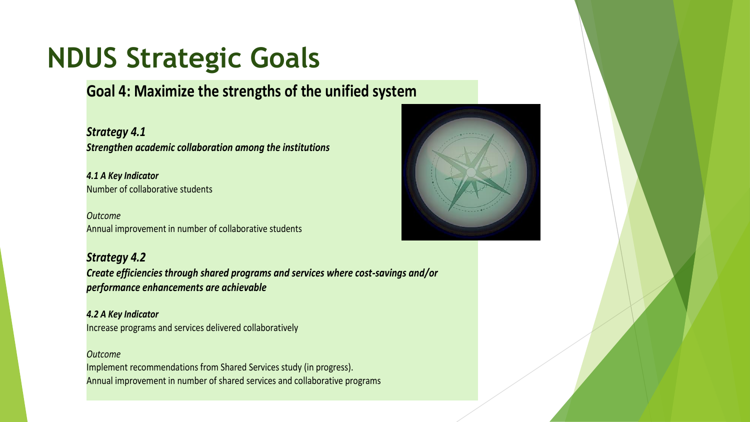# NDUS Strategic Goals

## Goal 4: Maximize the strengths of the unified system

***Strategy 4.1***
***Strengthen academic collaboration among the institutions***

***4.1 A Key Indicator***
Number of collaborative students

*Outcome*
Annual improvement in number of collaborative students

***Strategy 4.2***
***Create efficiencies through shared programs and services where cost-savings and/or performance enhancements are achievable***

***4.2 A Key Indicator***
Increase programs and services delivered collaboratively

*Outcome*
Implement recommendations from Shared Services study (in progress).
Annual improvement in number of shared services and collaborative programs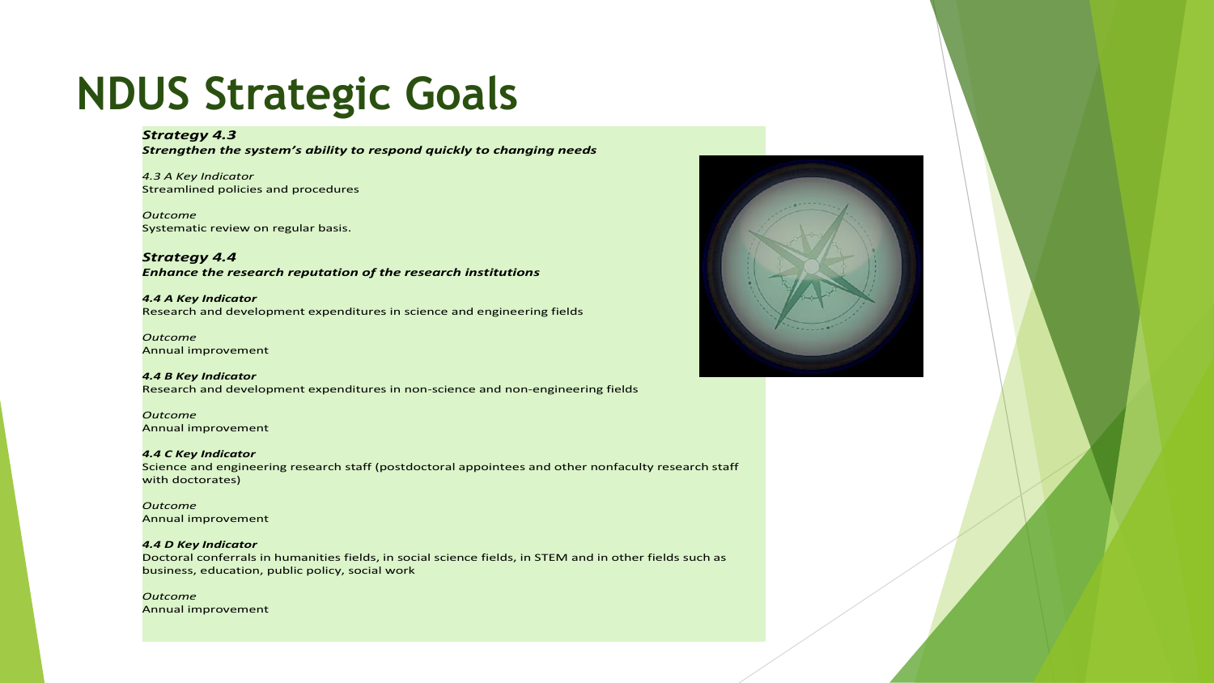# NDUS Strategic Goals

***Strategy 4.3***
***Strengthen the system's ability to respond quickly to changing needs***

*4.3 A Key Indicator*
Streamlined policies and procedures

*Outcome*
Systematic review on regular basis.

***Strategy 4.4***
***Enhance the research reputation of the research institutions***

***4.4 A Key Indicator***
Research and development expenditures in science and engineering fields

*Outcome*
Annual improvement

***4.4 B Key Indicator***
Research and development expenditures in non-science and non-engineering fields

*Outcome*
Annual improvement

***4.4 C Key Indicator***
Science and engineering research staff (postdoctoral appointees and other nonfaculty research staff with doctorates)

*Outcome*
Annual improvement

***4.4 D Key Indicator***
Doctoral conferrals in humanities fields, in social science fields, in STEM and in other fields such as business, education, public policy, social work

*Outcome*
Annual improvement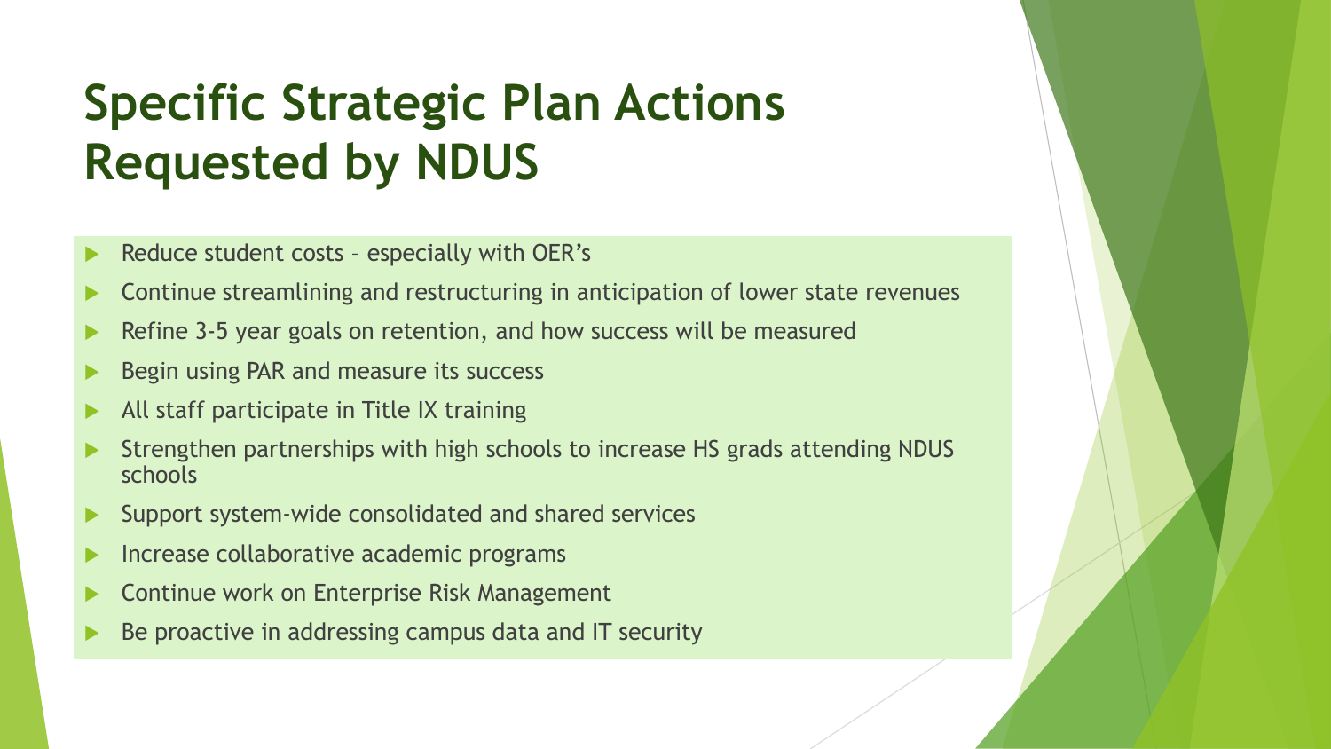# Specific Strategic Plan Actions Requested by NDUS

- Reduce student costs – especially with OER's
- Continue streamlining and restructuring in anticipation of lower state revenues
- Refine 3-5 year goals on retention, and how success will be measured
- Begin using PAR and measure its success
- All staff participate in Title IX training
- Strengthen partnerships with high schools to increase HS grads attending NDUS schools
- Support system-wide consolidated and shared services
- Increase collaborative academic programs
- Continue work on Enterprise Risk Management
- Be proactive in addressing campus data and IT security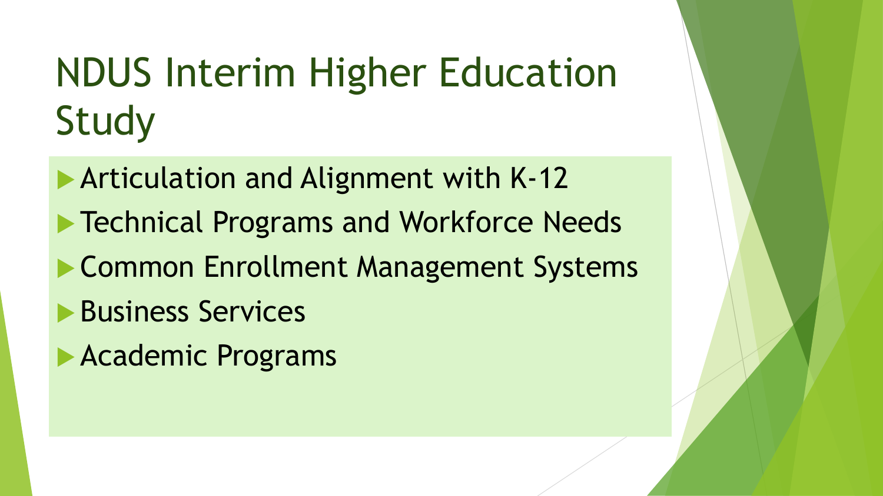# NDUS Interim Higher Education Study

- Articulation and Alignment with K-12
- Technical Programs and Workforce Needs
- Common Enrollment Management Systems
- Business Services
- Academic Programs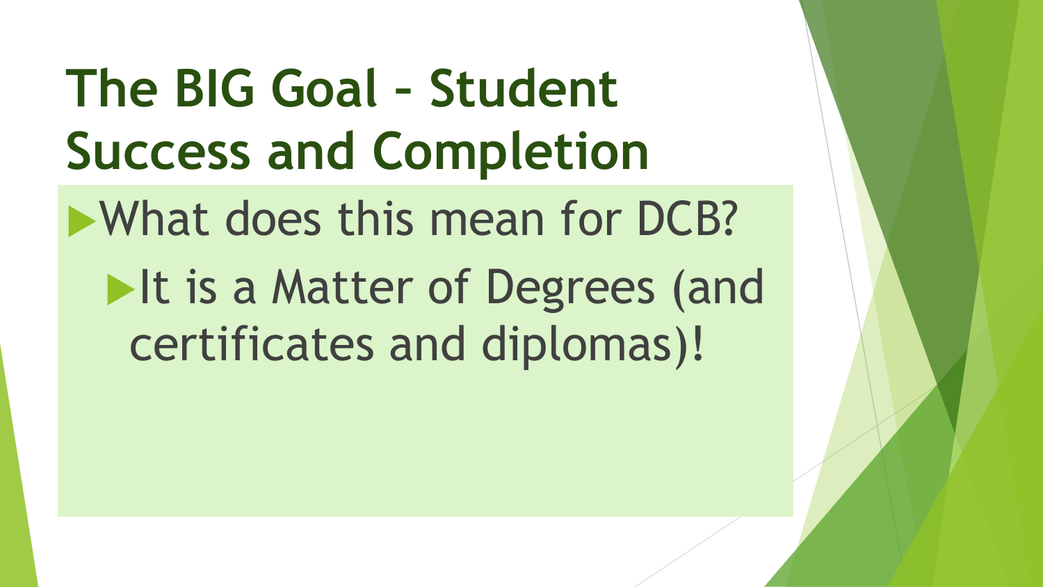# The BIG Goal – Student Success and Completion

- What does this mean for DCB?
  - It is a Matter of Degrees (and certificates and diplomas)!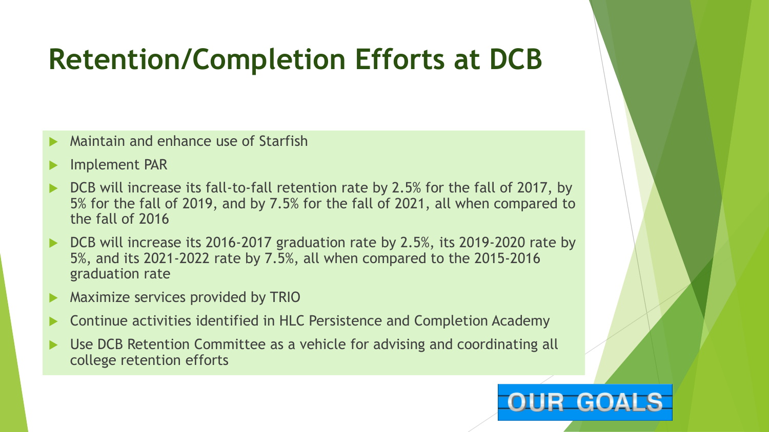# Retention/Completion Efforts at DCB

- Maintain and enhance use of Starfish
- Implement PAR
- DCB will increase its fall-to-fall retention rate by 2.5% for the fall of 2017, by 5% for the fall of 2019, and by 7.5% for the fall of 2021, all when compared to the fall of 2016
- DCB will increase its 2016-2017 graduation rate by 2.5%, its 2019-2020 rate by 5%, and its 2021-2022 rate by 7.5%, all when compared to the 2015-2016 graduation rate
- Maximize services provided by TRIO
- Continue activities identified in HLC Persistence and Completion Academy
- Use DCB Retention Committee as a vehicle for advising and coordinating all college retention efforts

OUR GOALS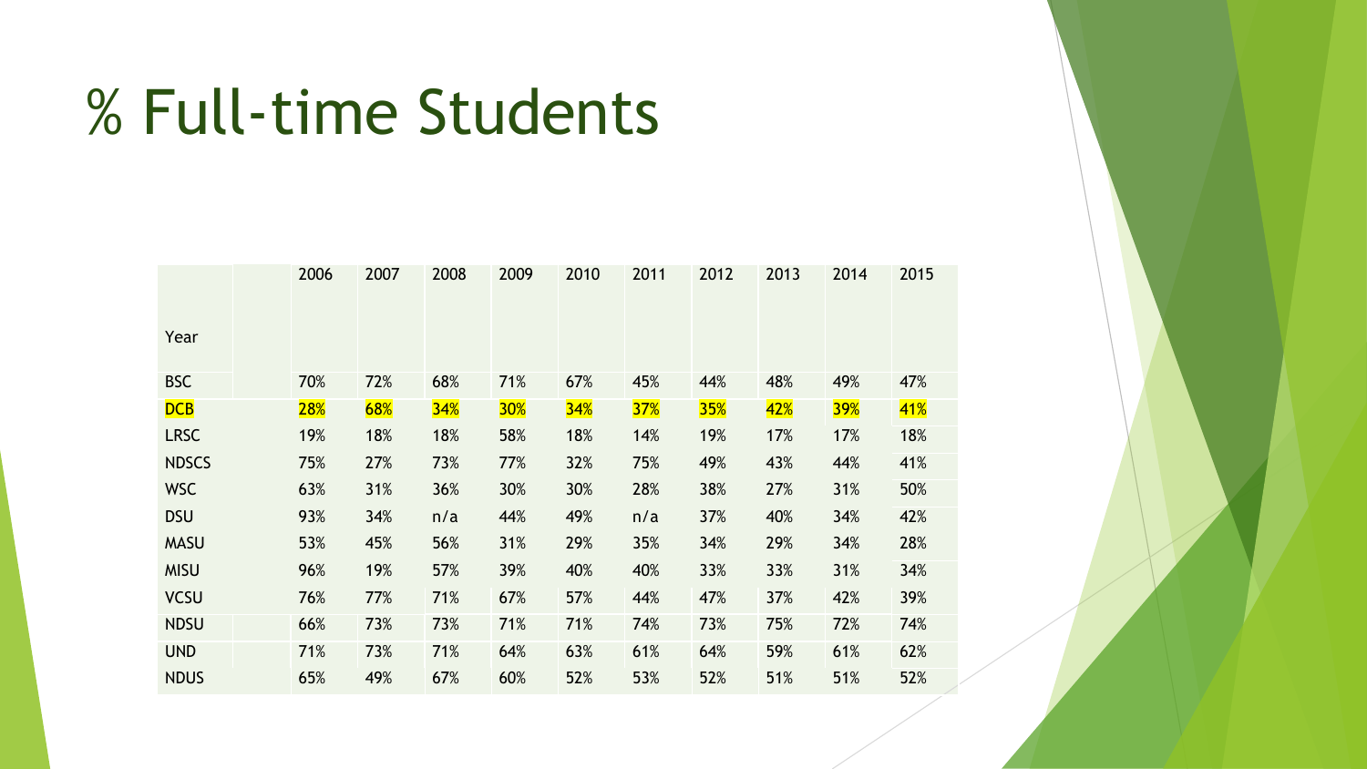# % Full-time Students

| Year | 2006 | 2007 | 2008 | 2009 | 2010 | 2011 | 2012 | 2013 | 2014 | 2015 |
|---|---|---|---|---|---|---|---|---|---|---|
| BSC | 70% | 72% | 68% | 71% | 67% | 45% | 44% | 48% | 49% | 47% |
| DCB | 28% | 68% | 34% | 30% | 34% | 37% | 35% | 42% | 39% | 41% |
| LRSC | 19% | 18% | 18% | 58% | 18% | 14% | 19% | 17% | 17% | 18% |
| NDSCS | 75% | 27% | 73% | 77% | 32% | 75% | 49% | 43% | 44% | 41% |
| WSC | 63% | 31% | 36% | 30% | 30% | 28% | 38% | 27% | 31% | 50% |
| DSU | 93% | 34% | n/a | 44% | 49% | n/a | 37% | 40% | 34% | 42% |
| MASU | 53% | 45% | 56% | 31% | 29% | 35% | 34% | 29% | 34% | 28% |
| MISU | 96% | 19% | 57% | 39% | 40% | 40% | 33% | 33% | 31% | 34% |
| VCSU | 76% | 77% | 71% | 67% | 57% | 44% | 47% | 37% | 42% | 39% |
| NDSU | 66% | 73% | 73% | 71% | 71% | 74% | 73% | 75% | 72% | 74% |
| UND | 71% | 73% | 71% | 64% | 63% | 61% | 64% | 59% | 61% | 62% |
| NDUS | 65% | 49% | 67% | 60% | 52% | 53% | 52% | 51% | 51% | 52% |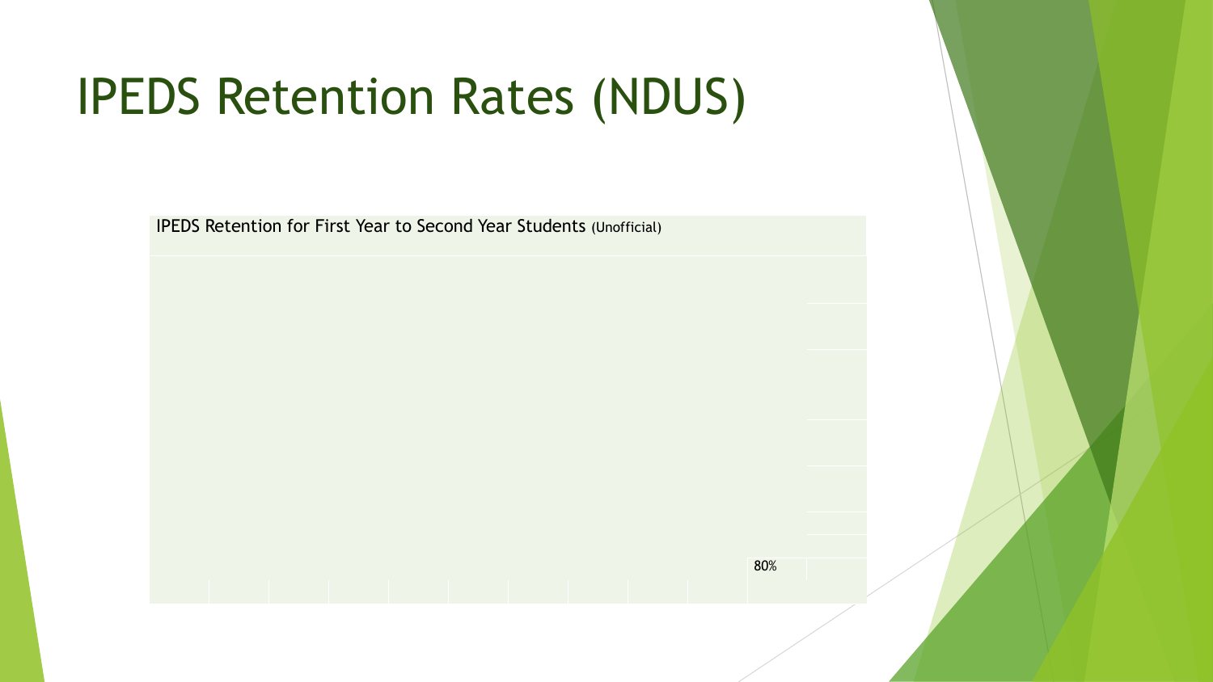# IPEDS Retention Rates (NDUS)

IPEDS Retention for First Year to Second Year Students (Unofficial)

80%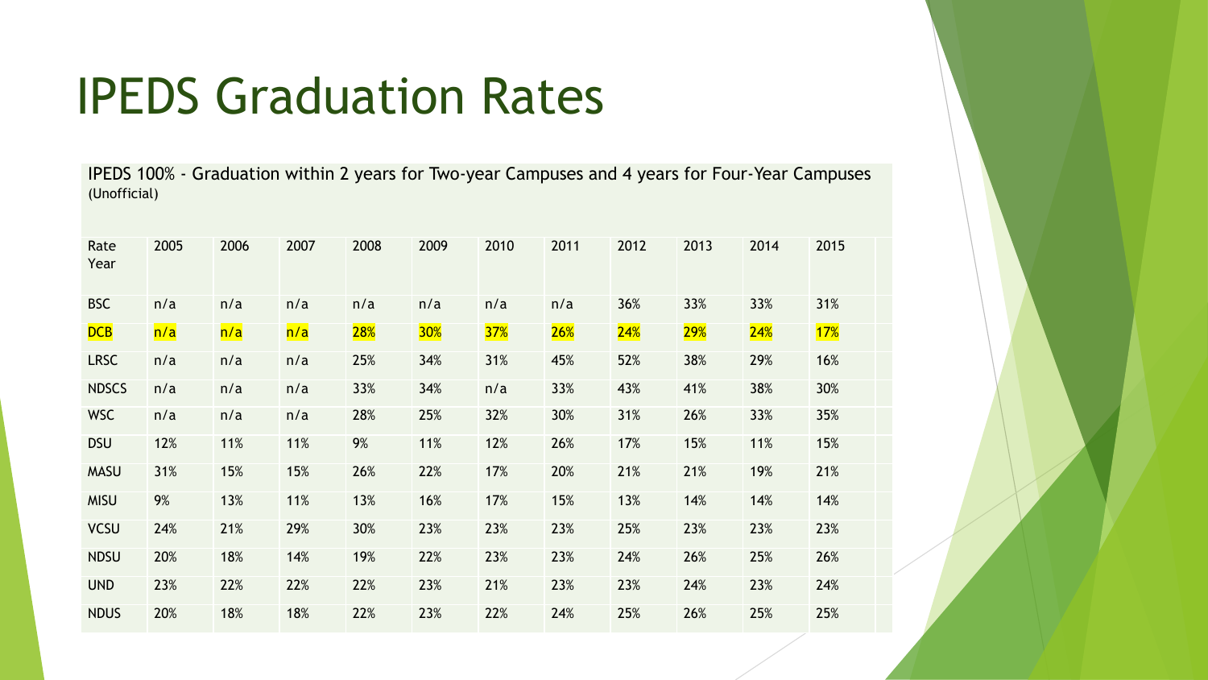# IPEDS Graduation Rates

IPEDS 100% - Graduation within 2 years for Two-year Campuses and 4 years for Four-Year Campuses (Unofficial)

| Rate Year | 2005 | 2006 | 2007 | 2008 | 2009 | 2010 | 2011 | 2012 | 2013 | 2014 | 2015 |
|---|---|---|---|---|---|---|---|---|---|---|---|
| BSC | n/a | n/a | n/a | n/a | n/a | n/a | n/a | 36% | 33% | 33% | 31% |
| DCB | n/a | n/a | n/a | 28% | 30% | 37% | 26% | 24% | 29% | 24% | 17% |
| LRSC | n/a | n/a | n/a | 25% | 34% | 31% | 45% | 52% | 38% | 29% | 16% |
| NDSCS | n/a | n/a | n/a | 33% | 34% | n/a | 33% | 43% | 41% | 38% | 30% |
| WSC | n/a | n/a | n/a | 28% | 25% | 32% | 30% | 31% | 26% | 33% | 35% |
| DSU | 12% | 11% | 11% | 9% | 11% | 12% | 26% | 17% | 15% | 11% | 15% |
| MASU | 31% | 15% | 15% | 26% | 22% | 17% | 20% | 21% | 21% | 19% | 21% |
| MISU | 9% | 13% | 11% | 13% | 16% | 17% | 15% | 13% | 14% | 14% | 14% |
| VCSU | 24% | 21% | 29% | 30% | 23% | 23% | 23% | 25% | 23% | 23% | 23% |
| NDSU | 20% | 18% | 14% | 19% | 22% | 23% | 23% | 24% | 26% | 25% | 26% |
| UND | 23% | 22% | 22% | 22% | 23% | 21% | 23% | 23% | 24% | 23% | 24% |
| NDUS | 20% | 18% | 18% | 22% | 23% | 22% | 24% | 25% | 26% | 25% | 25% |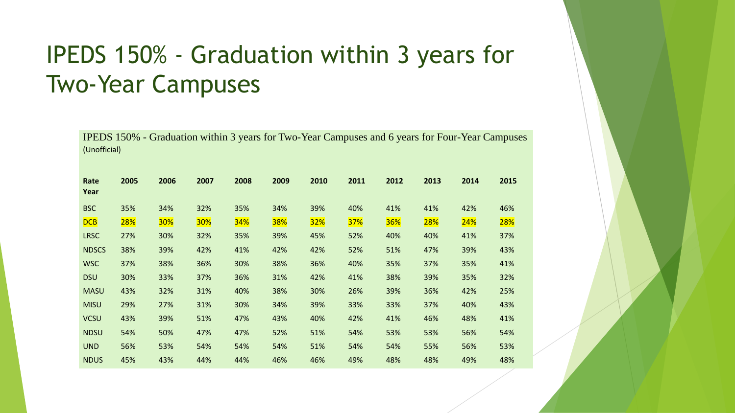# IPEDS 150% - Graduation within 3 years for Two-Year Campuses

IPEDS 150% - Graduation within 3 years for Two-Year Campuses and 6 years for Four-Year Campuses (Unofficial)

| Rate Year | 2005 | 2006 | 2007 | 2008 | 2009 | 2010 | 2011 | 2012 | 2013 | 2014 | 2015 |
|---|---|---|---|---|---|---|---|---|---|---|---|
| BSC | 35% | 34% | 32% | 35% | 34% | 39% | 40% | 41% | 41% | 42% | 46% |
| DCB | 28% | 30% | 30% | 34% | 38% | 32% | 37% | 36% | 28% | 24% | 28% |
| LRSC | 27% | 30% | 32% | 35% | 39% | 45% | 52% | 40% | 40% | 41% | 37% |
| NDSCS | 38% | 39% | 42% | 41% | 42% | 42% | 52% | 51% | 47% | 39% | 43% |
| WSC | 37% | 38% | 36% | 30% | 38% | 36% | 40% | 35% | 37% | 35% | 41% |
| DSU | 30% | 33% | 37% | 36% | 31% | 42% | 41% | 38% | 39% | 35% | 32% |
| MASU | 43% | 32% | 31% | 40% | 38% | 30% | 26% | 39% | 36% | 42% | 25% |
| MISU | 29% | 27% | 31% | 30% | 34% | 39% | 33% | 33% | 37% | 40% | 43% |
| VCSU | 43% | 39% | 51% | 47% | 43% | 40% | 42% | 41% | 46% | 48% | 41% |
| NDSU | 54% | 50% | 47% | 47% | 52% | 51% | 54% | 53% | 53% | 56% | 54% |
| UND | 56% | 53% | 54% | 54% | 54% | 51% | 54% | 54% | 55% | 56% | 53% |
| NDUS | 45% | 43% | 44% | 44% | 46% | 46% | 49% | 48% | 48% | 49% | 48% |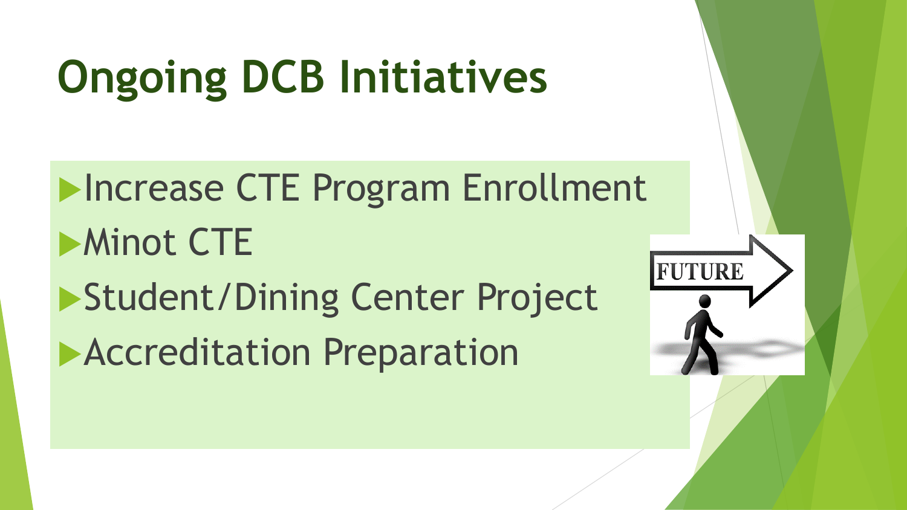# Ongoing DCB Initiatives

- Increase CTE Program Enrollment
- Minot CTE
- Student/Dining Center Project
- Accreditation Preparation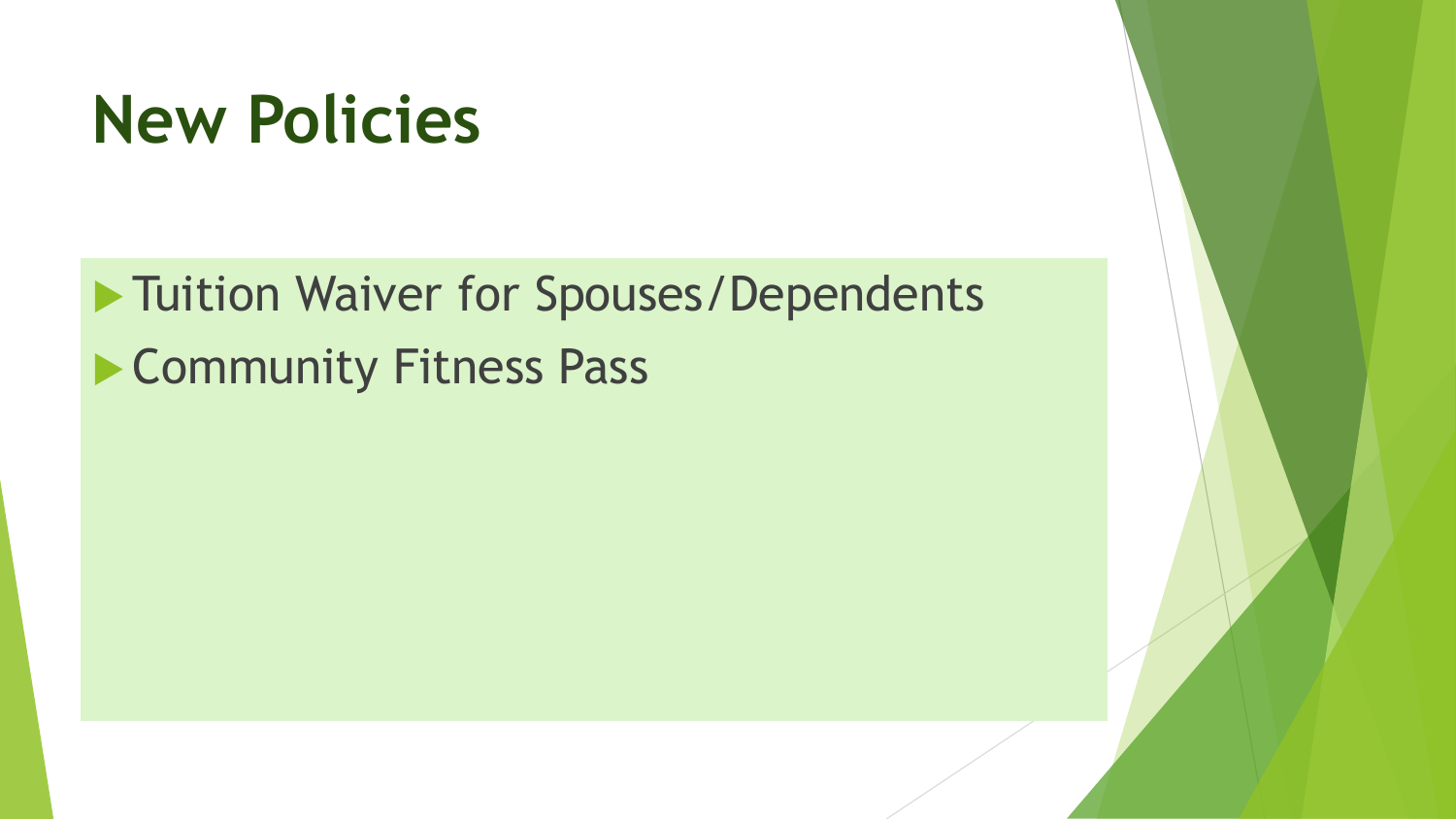# New Policies

- Tuition Waiver for Spouses/Dependents
- Community Fitness Pass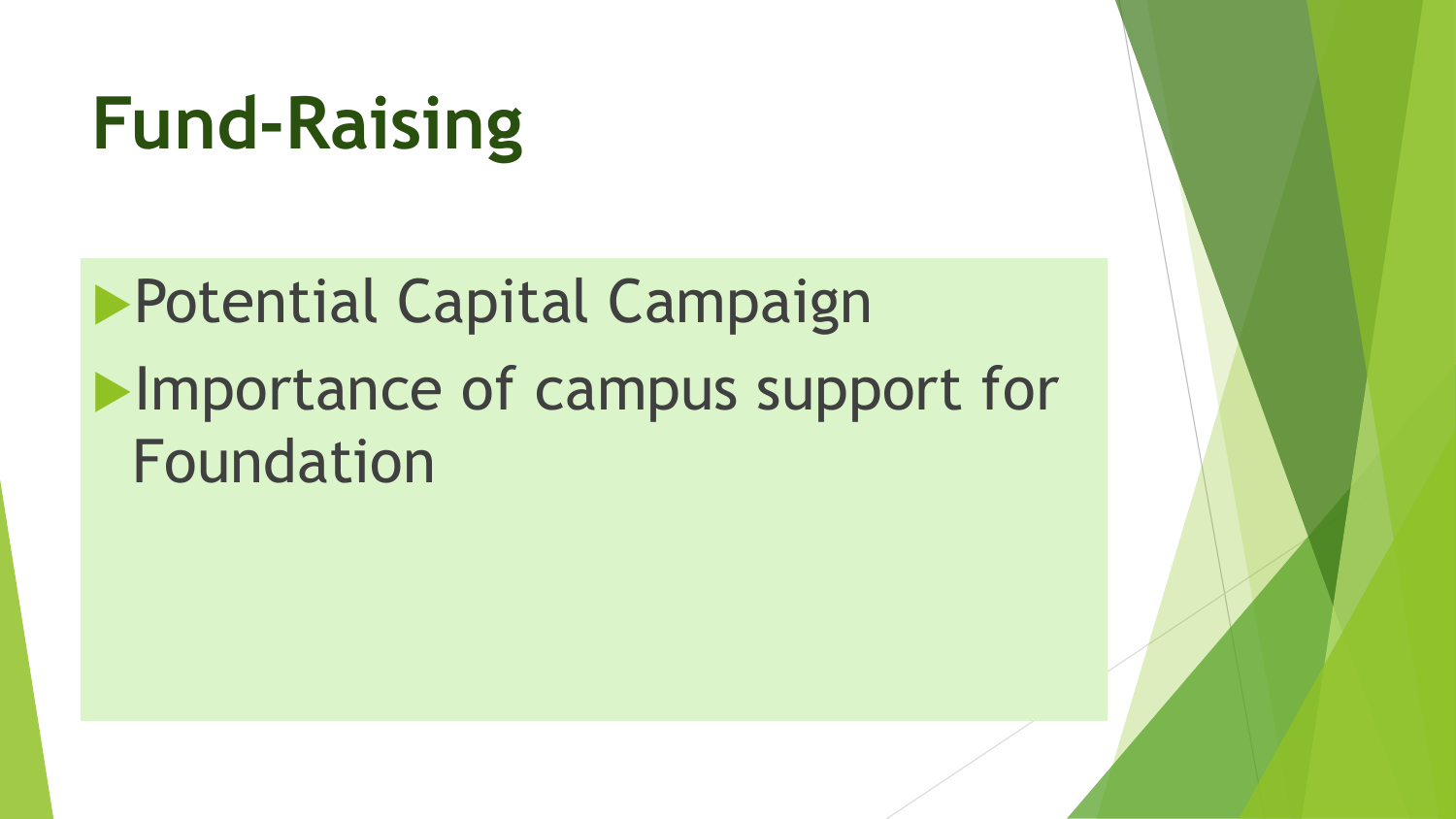# Fund-Raising

- Potential Capital Campaign
- Importance of campus support for Foundation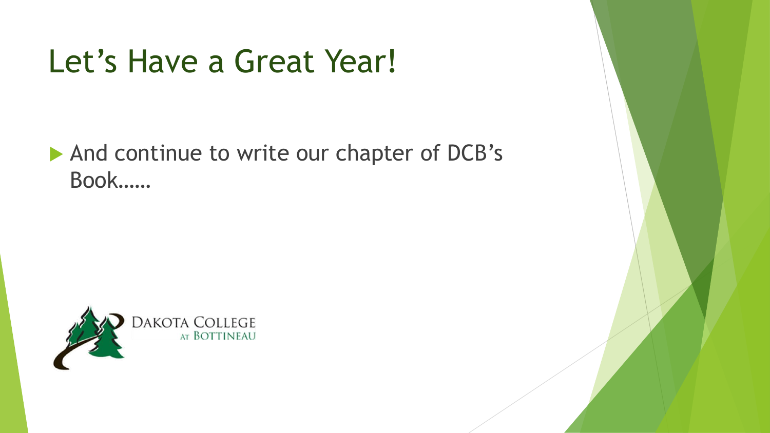# Let's Have a Great Year!

- And continue to write our chapter of DCB's Book……

DAKOTA COLLEGE AT BOTTINEAU